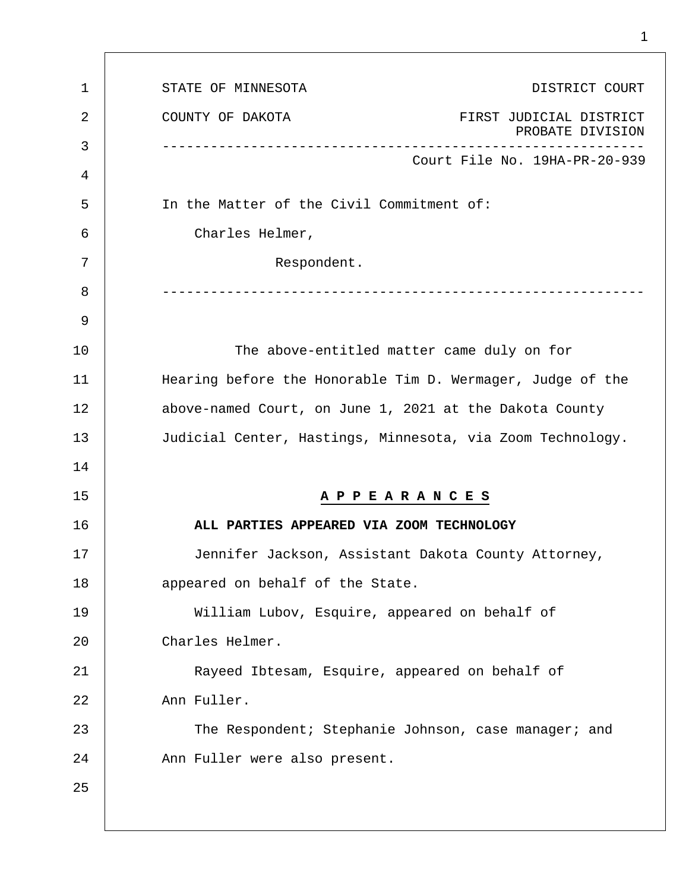STATE OF MINNESOTA — DISTRICT COURT

COUNTY OF DAKOTA — FIRST JUDICIAL DISTRICT
PROBATE DIVISION

---

Court File No. 19HA-PR-20-939

In the Matter of the Civil Commitment of:

Charles Helmer,

Respondent.

---

The above-entitled matter came duly on for Hearing before the Honorable Tim D. Wermager, Judge of the above-named Court, on June 1, 2021 at the Dakota County Judicial Center, Hastings, Minnesota, via Zoom Technology.

**A P P E A R A N C E S**

**ALL PARTIES APPEARED VIA ZOOM TECHNOLOGY**

Jennifer Jackson, Assistant Dakota County Attorney, appeared on behalf of the State.

William Lubov, Esquire, appeared on behalf of Charles Helmer.

Rayeed Ibtesam, Esquire, appeared on behalf of Ann Fuller.

The Respondent; Stephanie Johnson, case manager; and Ann Fuller were also present.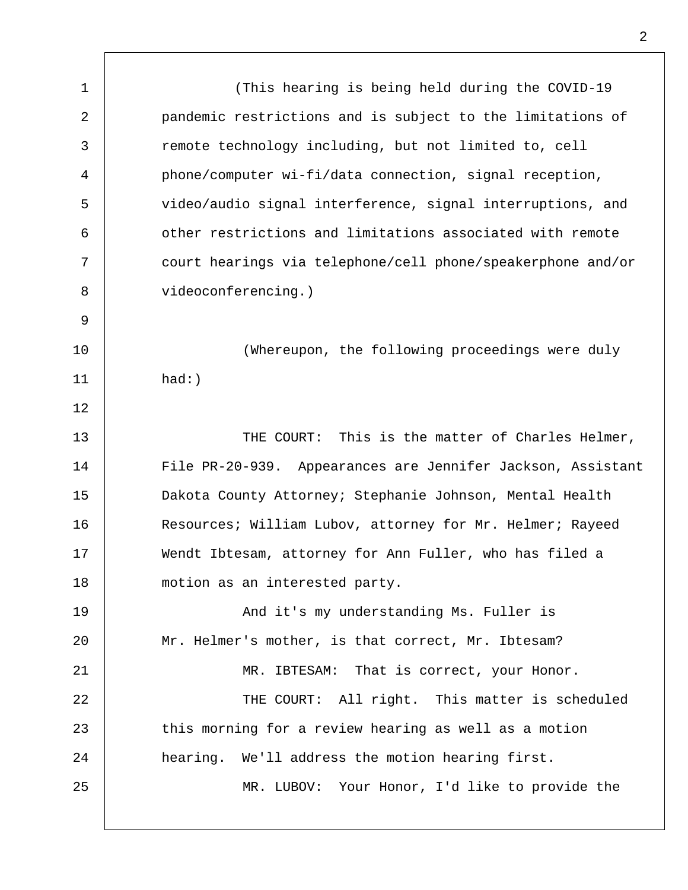(This hearing is being held during the COVID-19 pandemic restrictions and is subject to the limitations of remote technology including, but not limited to, cell phone/computer wi-fi/data connection, signal reception, video/audio signal interference, signal interruptions, and other restrictions and limitations associated with remote court hearings via telephone/cell phone/speakerphone and/or videoconferencing.)

(Whereupon, the following proceedings were duly had:)

THE COURT: This is the matter of Charles Helmer, File PR-20-939. Appearances are Jennifer Jackson, Assistant Dakota County Attorney; Stephanie Johnson, Mental Health Resources; William Lubov, attorney for Mr. Helmer; Rayeed Wendt Ibtesam, attorney for Ann Fuller, who has filed a motion as an interested party.

And it's my understanding Ms. Fuller is Mr. Helmer's mother, is that correct, Mr. Ibtesam?

MR. IBTESAM: That is correct, your Honor.

THE COURT: All right. This matter is scheduled this morning for a review hearing as well as a motion hearing. We'll address the motion hearing first.

MR. LUBOV: Your Honor, I'd like to provide the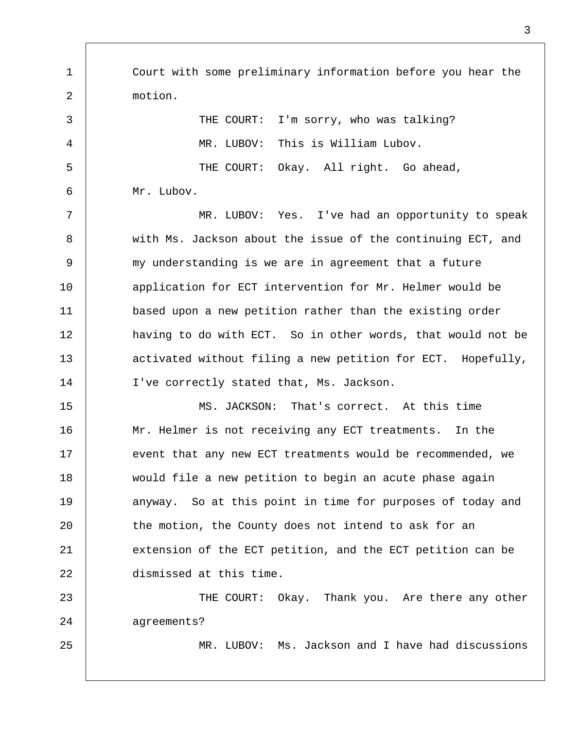Court with some preliminary information before you hear the motion.

THE COURT: I'm sorry, who was talking?

MR. LUBOV: This is William Lubov.

THE COURT: Okay. All right. Go ahead, Mr. Lubov.

MR. LUBOV: Yes. I've had an opportunity to speak with Ms. Jackson about the issue of the continuing ECT, and my understanding is we are in agreement that a future application for ECT intervention for Mr. Helmer would be based upon a new petition rather than the existing order having to do with ECT. So in other words, that would not be activated without filing a new petition for ECT. Hopefully, I've correctly stated that, Ms. Jackson.

MS. JACKSON: That's correct. At this time Mr. Helmer is not receiving any ECT treatments. In the event that any new ECT treatments would be recommended, we would file a new petition to begin an acute phase again anyway. So at this point in time for purposes of today and the motion, the County does not intend to ask for an extension of the ECT petition, and the ECT petition can be dismissed at this time.

THE COURT: Okay. Thank you. Are there any other agreements?

MR. LUBOV: Ms. Jackson and I have had discussions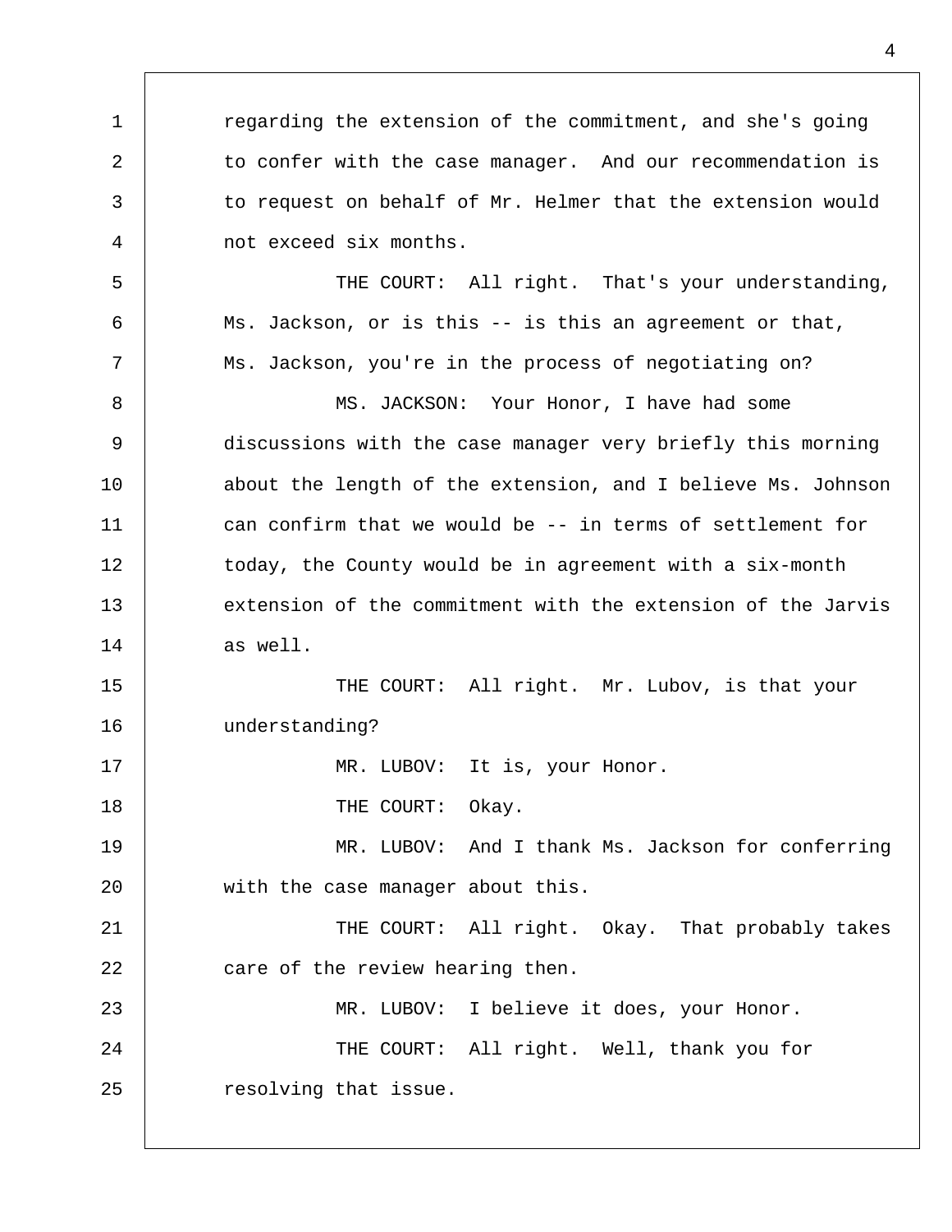regarding the extension of the commitment, and she's going to confer with the case manager. And our recommendation is to request on behalf of Mr. Helmer that the extension would not exceed six months.

THE COURT: All right. That's your understanding, Ms. Jackson, or is this -- is this an agreement or that, Ms. Jackson, you're in the process of negotiating on?

MS. JACKSON: Your Honor, I have had some discussions with the case manager very briefly this morning about the length of the extension, and I believe Ms. Johnson can confirm that we would be -- in terms of settlement for today, the County would be in agreement with a six-month extension of the commitment with the extension of the Jarvis as well.

THE COURT: All right. Mr. Lubov, is that your understanding?

MR. LUBOV: It is, your Honor.

THE COURT: Okay.

MR. LUBOV: And I thank Ms. Jackson for conferring with the case manager about this.

THE COURT: All right. Okay. That probably takes care of the review hearing then.

MR. LUBOV: I believe it does, your Honor.

THE COURT: All right. Well, thank you for resolving that issue.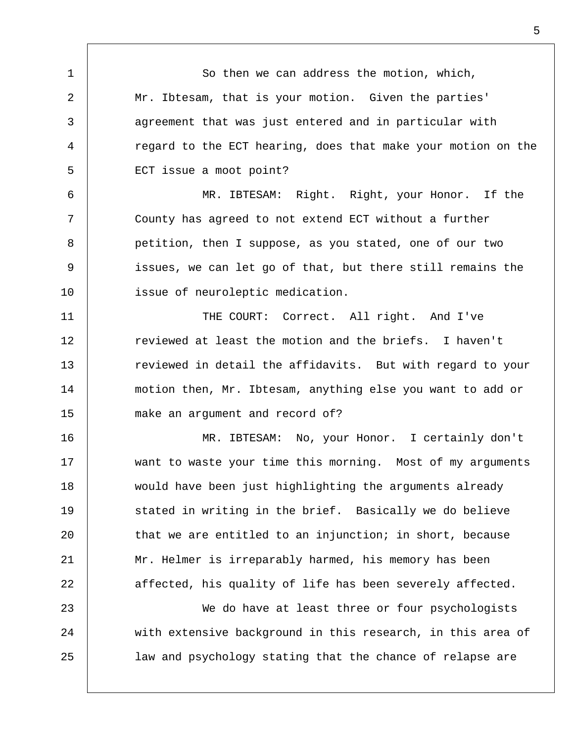So then we can address the motion, which, Mr. Ibtesam, that is your motion. Given the parties' agreement that was just entered and in particular with regard to the ECT hearing, does that make your motion on the ECT issue a moot point?

MR. IBTESAM: Right. Right, your Honor. If the County has agreed to not extend ECT without a further petition, then I suppose, as you stated, one of our two issues, we can let go of that, but there still remains the issue of neuroleptic medication.

THE COURT: Correct. All right. And I've reviewed at least the motion and the briefs. I haven't reviewed in detail the affidavits. But with regard to your motion then, Mr. Ibtesam, anything else you want to add or make an argument and record of?

MR. IBTESAM: No, your Honor. I certainly don't want to waste your time this morning. Most of my arguments would have been just highlighting the arguments already stated in writing in the brief. Basically we do believe that we are entitled to an injunction; in short, because Mr. Helmer is irreparably harmed, his memory has been affected, his quality of life has been severely affected.

We do have at least three or four psychologists with extensive background in this research, in this area of law and psychology stating that the chance of relapse are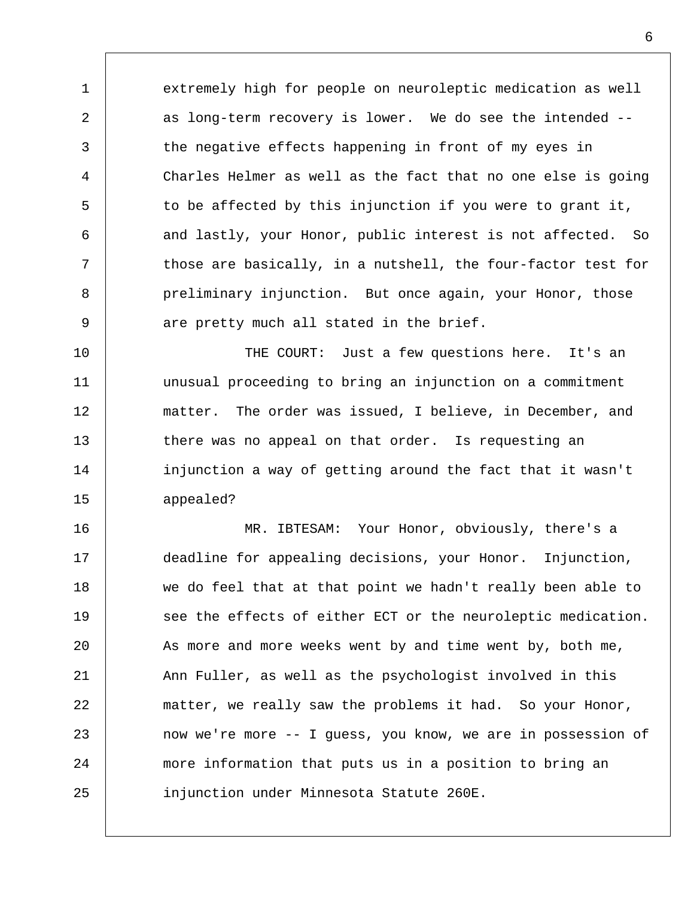extremely high for people on neuroleptic medication as well as long-term recovery is lower. We do see the intended -- the negative effects happening in front of my eyes in Charles Helmer as well as the fact that no one else is going to be affected by this injunction if you were to grant it, and lastly, your Honor, public interest is not affected. So those are basically, in a nutshell, the four-factor test for preliminary injunction. But once again, your Honor, those are pretty much all stated in the brief.

THE COURT: Just a few questions here. It's an unusual proceeding to bring an injunction on a commitment matter. The order was issued, I believe, in December, and there was no appeal on that order. Is requesting an injunction a way of getting around the fact that it wasn't appealed?

MR. IBTESAM: Your Honor, obviously, there's a deadline for appealing decisions, your Honor. Injunction, we do feel that at that point we hadn't really been able to see the effects of either ECT or the neuroleptic medication. As more and more weeks went by and time went by, both me, Ann Fuller, as well as the psychologist involved in this matter, we really saw the problems it had. So your Honor, now we're more -- I guess, you know, we are in possession of more information that puts us in a position to bring an injunction under Minnesota Statute 260E.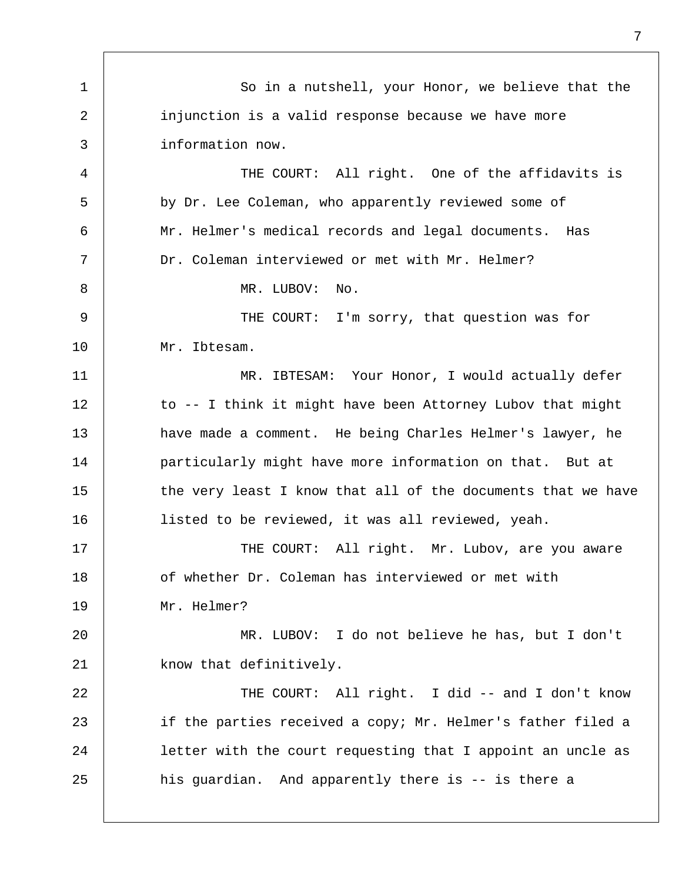1 So in a nutshell, your Honor, we believe that the
2 injunction is a valid response because we have more
3 information now.
4 THE COURT: All right. One of the affidavits is
5 by Dr. Lee Coleman, who apparently reviewed some of
6 Mr. Helmer's medical records and legal documents. Has
7 Dr. Coleman interviewed or met with Mr. Helmer?
8 MR. LUBOV: No.
9 THE COURT: I'm sorry, that question was for
10 Mr. Ibtesam.
11 MR. IBTESAM: Your Honor, I would actually defer
12 to -- I think it might have been Attorney Lubov that might
13 have made a comment. He being Charles Helmer's lawyer, he
14 particularly might have more information on that. But at
15 the very least I know that all of the documents that we have
16 listed to be reviewed, it was all reviewed, yeah.
17 THE COURT: All right. Mr. Lubov, are you aware
18 of whether Dr. Coleman has interviewed or met with
19 Mr. Helmer?
20 MR. LUBOV: I do not believe he has, but I don't
21 know that definitively.
22 THE COURT: All right. I did -- and I don't know
23 if the parties received a copy; Mr. Helmer's father filed a
24 letter with the court requesting that I appoint an uncle as
25 his guardian. And apparently there is -- is there a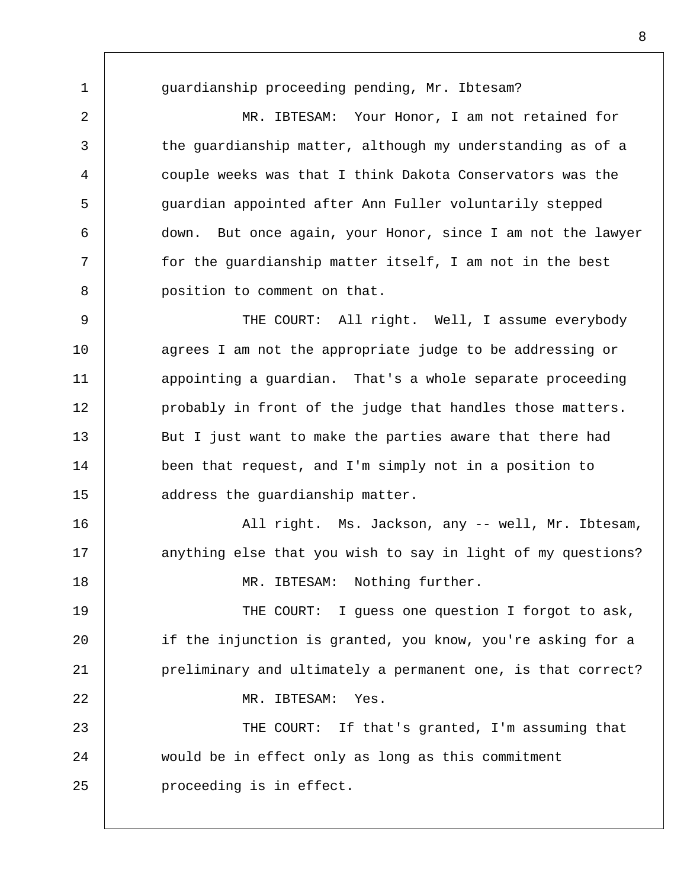guardianship proceeding pending, Mr. Ibtesam?

MR. IBTESAM: Your Honor, I am not retained for the guardianship matter, although my understanding as of a couple weeks was that I think Dakota Conservators was the guardian appointed after Ann Fuller voluntarily stepped down. But once again, your Honor, since I am not the lawyer for the guardianship matter itself, I am not in the best position to comment on that.

THE COURT: All right. Well, I assume everybody agrees I am not the appropriate judge to be addressing or appointing a guardian. That's a whole separate proceeding probably in front of the judge that handles those matters. But I just want to make the parties aware that there had been that request, and I'm simply not in a position to address the guardianship matter.

All right. Ms. Jackson, any -- well, Mr. Ibtesam, anything else that you wish to say in light of my questions?

MR. IBTESAM: Nothing further.

THE COURT: I guess one question I forgot to ask, if the injunction is granted, you know, you're asking for a preliminary and ultimately a permanent one, is that correct?

MR. IBTESAM: Yes.

THE COURT: If that's granted, I'm assuming that would be in effect only as long as this commitment proceeding is in effect.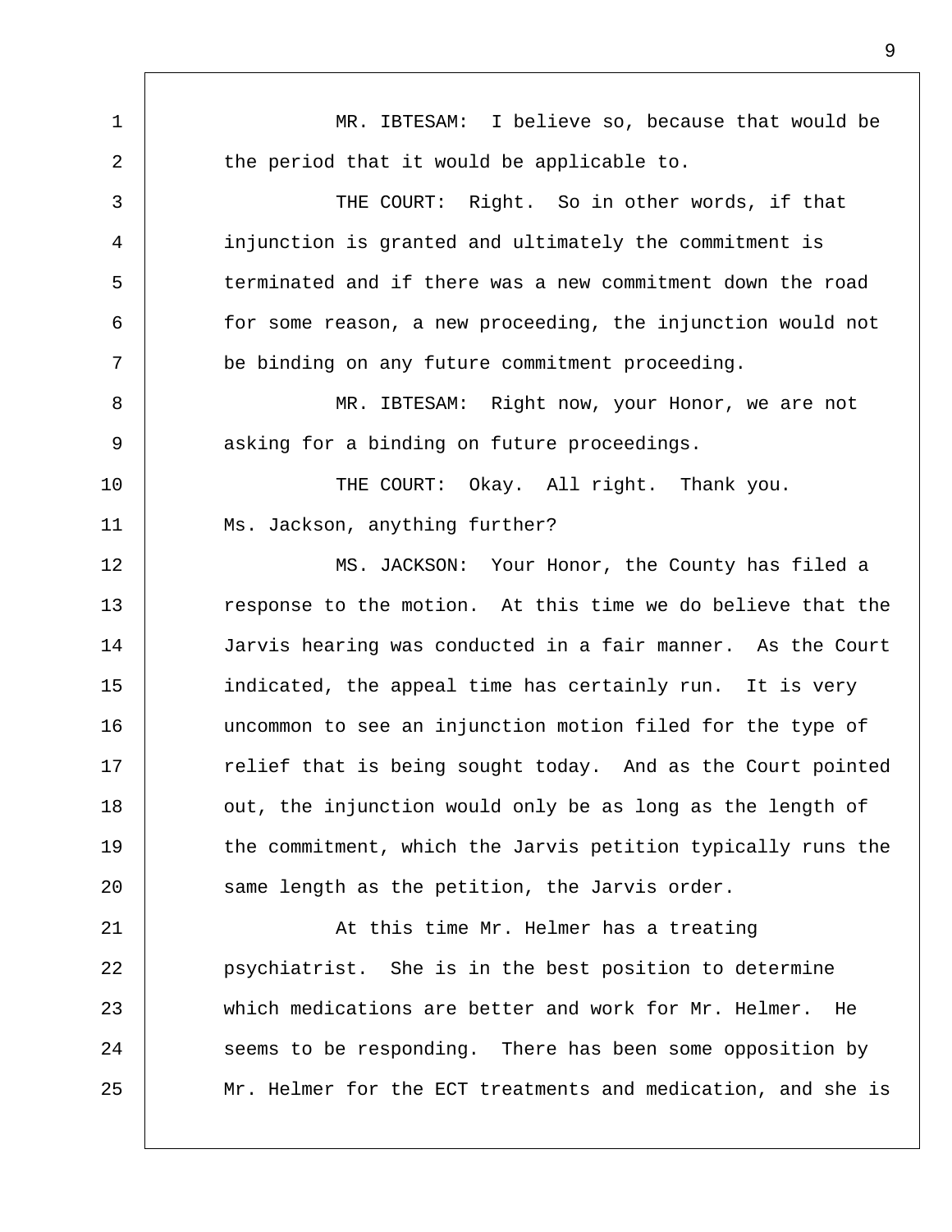MR. IBTESAM: I believe so, because that would be the period that it would be applicable to.

THE COURT: Right. So in other words, if that injunction is granted and ultimately the commitment is terminated and if there was a new commitment down the road for some reason, a new proceeding, the injunction would not be binding on any future commitment proceeding.

MR. IBTESAM: Right now, your Honor, we are not asking for a binding on future proceedings.

THE COURT: Okay. All right. Thank you. Ms. Jackson, anything further?

MS. JACKSON: Your Honor, the County has filed a response to the motion. At this time we do believe that the Jarvis hearing was conducted in a fair manner. As the Court indicated, the appeal time has certainly run. It is very uncommon to see an injunction motion filed for the type of relief that is being sought today. And as the Court pointed out, the injunction would only be as long as the length of the commitment, which the Jarvis petition typically runs the same length as the petition, the Jarvis order.

At this time Mr. Helmer has a treating psychiatrist. She is in the best position to determine which medications are better and work for Mr. Helmer. He seems to be responding. There has been some opposition by Mr. Helmer for the ECT treatments and medication, and she is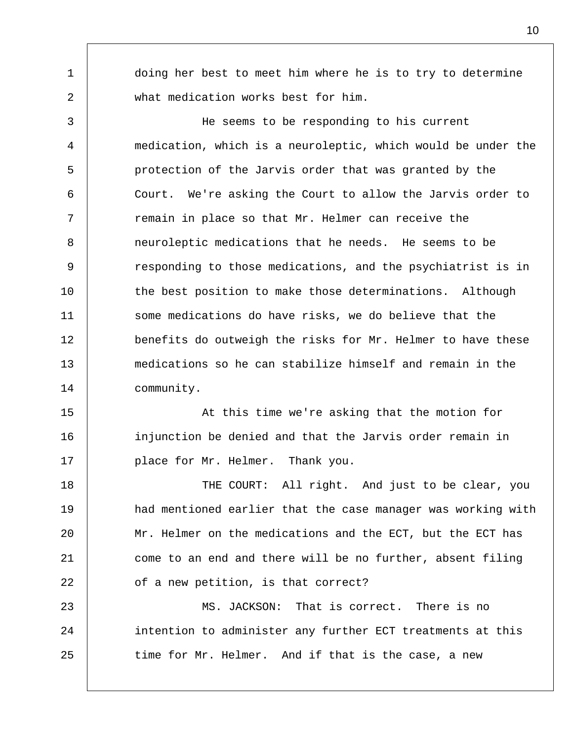doing her best to meet him where he is to try to determine what medication works best for him.

He seems to be responding to his current medication, which is a neuroleptic, which would be under the protection of the Jarvis order that was granted by the Court. We're asking the Court to allow the Jarvis order to remain in place so that Mr. Helmer can receive the neuroleptic medications that he needs. He seems to be responding to those medications, and the psychiatrist is in the best position to make those determinations. Although some medications do have risks, we do believe that the benefits do outweigh the risks for Mr. Helmer to have these medications so he can stabilize himself and remain in the community.

At this time we're asking that the motion for injunction be denied and that the Jarvis order remain in place for Mr. Helmer. Thank you.

THE COURT: All right. And just to be clear, you had mentioned earlier that the case manager was working with Mr. Helmer on the medications and the ECT, but the ECT has come to an end and there will be no further, absent filing of a new petition, is that correct?

MS. JACKSON: That is correct. There is no intention to administer any further ECT treatments at this time for Mr. Helmer. And if that is the case, a new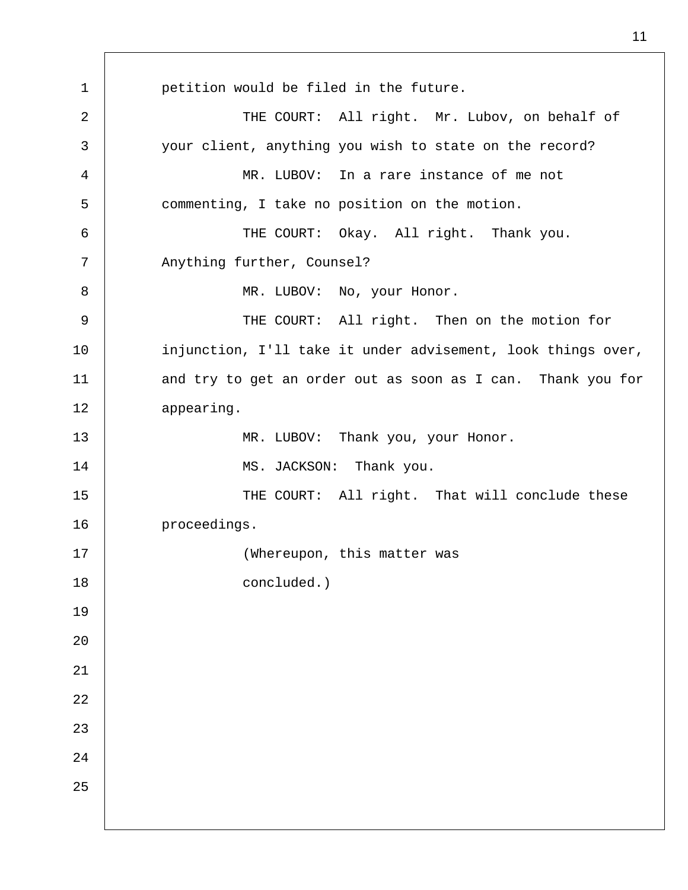petition would be filed in the future.

THE COURT: All right. Mr. Lubov, on behalf of your client, anything you wish to state on the record?

MR. LUBOV: In a rare instance of me not commenting, I take no position on the motion.

THE COURT: Okay. All right. Thank you. Anything further, Counsel?

MR. LUBOV: No, your Honor.

THE COURT: All right. Then on the motion for injunction, I'll take it under advisement, look things over, and try to get an order out as soon as I can. Thank you for appearing.

MR. LUBOV: Thank you, your Honor.

MS. JACKSON: Thank you.

THE COURT: All right. That will conclude these proceedings.

(Whereupon, this matter was concluded.)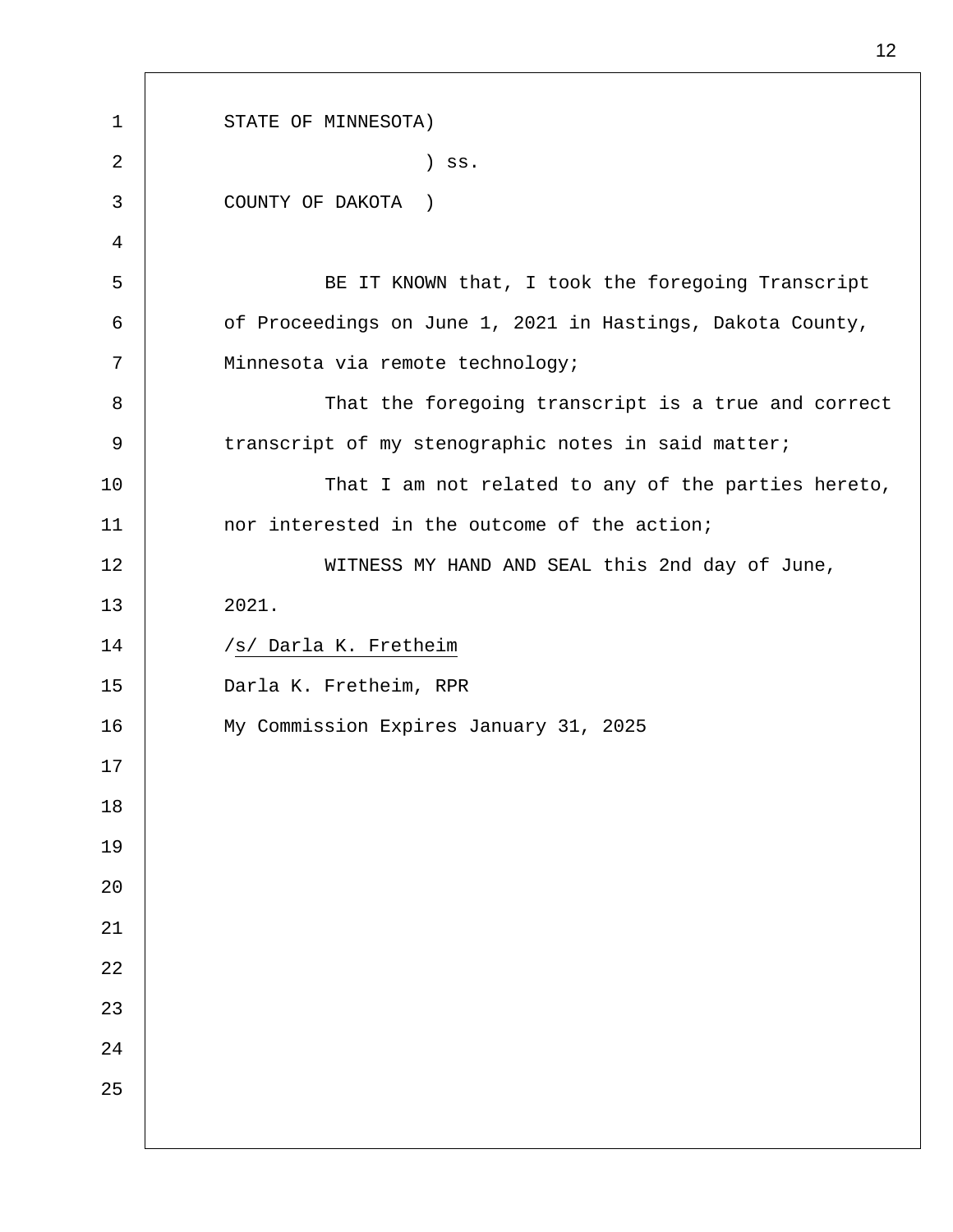STATE OF MINNESOTA)

) ss.

COUNTY OF DAKOTA )

BE IT KNOWN that, I took the foregoing Transcript of Proceedings on June 1, 2021 in Hastings, Dakota County, Minnesota via remote technology;

That the foregoing transcript is a true and correct transcript of my stenographic notes in said matter;

That I am not related to any of the parties hereto, nor interested in the outcome of the action;

WITNESS MY HAND AND SEAL this 2nd day of June, 2021.

/s/ Darla K. Fretheim

Darla K. Fretheim, RPR

My Commission Expires January 31, 2025